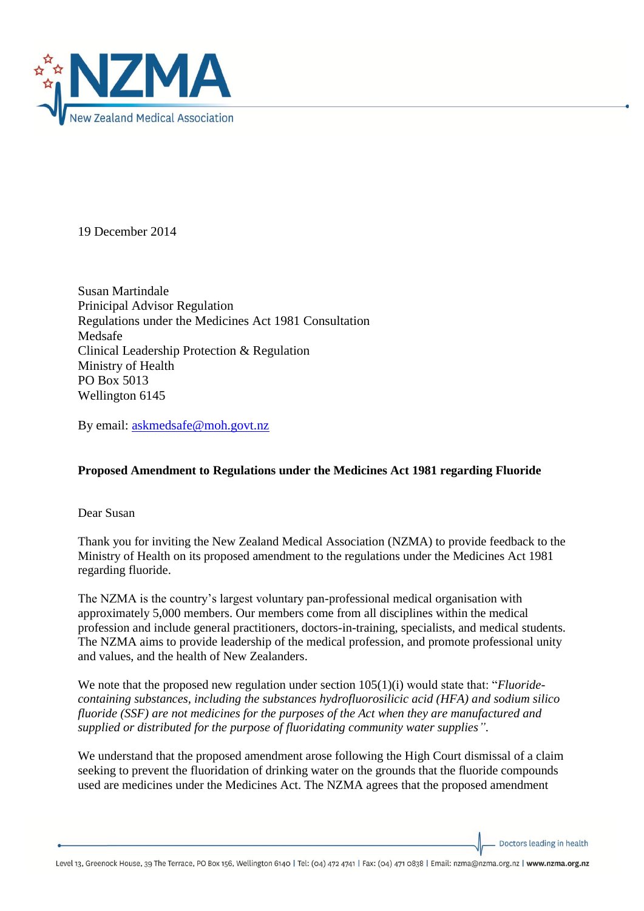19 December 2014

Susan Martindale
Prinicipal Advisor Regulation
Regulations under the Medicines Act 1981 Consultation
Medsafe
Clinical Leadership Protection & Regulation
Ministry of Health
PO Box 5013
Wellington 6145

By email: askmedsafe@moh.govt.nz

**Proposed Amendment to Regulations under the Medicines Act 1981 regarding Fluoride**

Dear Susan

Thank you for inviting the New Zealand Medical Association (NZMA) to provide feedback to the Ministry of Health on its proposed amendment to the regulations under the Medicines Act 1981 regarding fluoride.

The NZMA is the country's largest voluntary pan-professional medical organisation with approximately 5,000 members. Our members come from all disciplines within the medical profession and include general practitioners, doctors-in-training, specialists, and medical students. The NZMA aims to provide leadership of the medical profession, and promote professional unity and values, and the health of New Zealanders.

We note that the proposed new regulation under section 105(1)(i) would state that: "*Fluoride-containing substances, including the substances hydrofluorosilicic acid (HFA) and sodium silico fluoride (SSF) are not medicines for the purposes of the Act when they are manufactured and supplied or distributed for the purpose of fluoridating community water supplies".*

We understand that the proposed amendment arose following the High Court dismissal of a claim seeking to prevent the fluoridation of drinking water on the grounds that the fluoride compounds used are medicines under the Medicines Act. The NZMA agrees that the proposed amendment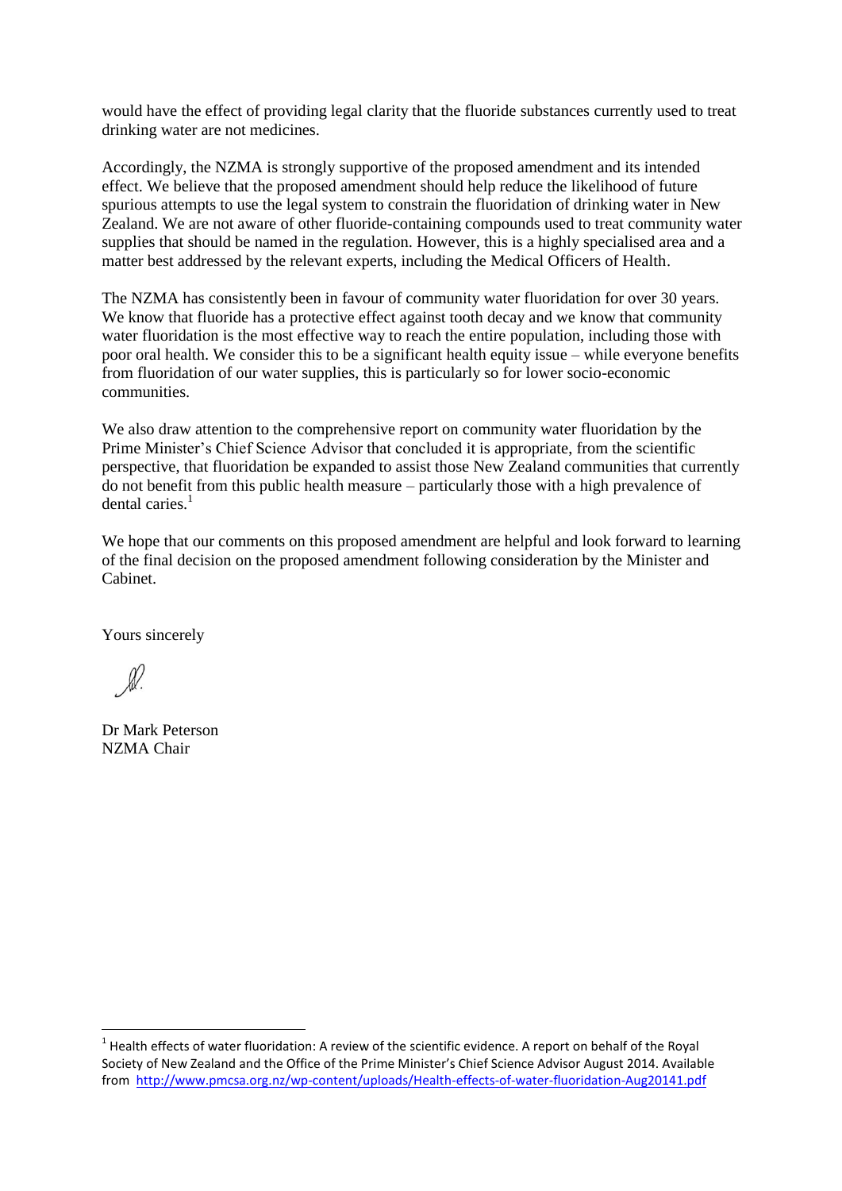would have the effect of providing legal clarity that the fluoride substances currently used to treat drinking water are not medicines.

Accordingly, the NZMA is strongly supportive of the proposed amendment and its intended effect. We believe that the proposed amendment should help reduce the likelihood of future spurious attempts to use the legal system to constrain the fluoridation of drinking water in New Zealand. We are not aware of other fluoride-containing compounds used to treat community water supplies that should be named in the regulation. However, this is a highly specialised area and a matter best addressed by the relevant experts, including the Medical Officers of Health.

The NZMA has consistently been in favour of community water fluoridation for over 30 years. We know that fluoride has a protective effect against tooth decay and we know that community water fluoridation is the most effective way to reach the entire population, including those with poor oral health. We consider this to be a significant health equity issue – while everyone benefits from fluoridation of our water supplies, this is particularly so for lower socio-economic communities.

We also draw attention to the comprehensive report on community water fluoridation by the Prime Minister's Chief Science Advisor that concluded it is appropriate, from the scientific perspective, that fluoridation be expanded to assist those New Zealand communities that currently do not benefit from this public health measure – particularly those with a high prevalence of dental caries.[1]

We hope that our comments on this proposed amendment are helpful and look forward to learning of the final decision on the proposed amendment following consideration by the Minister and Cabinet.

Yours sincerely

Dr Mark Peterson
NZMA Chair

---

[1] Health effects of water fluoridation: A review of the scientific evidence. A report on behalf of the Royal Society of New Zealand and the Office of the Prime Minister's Chief Science Advisor August 2014. Available from http://www.pmcsa.org.nz/wp-content/uploads/Health-effects-of-water-fluoridation-Aug20141.pdf